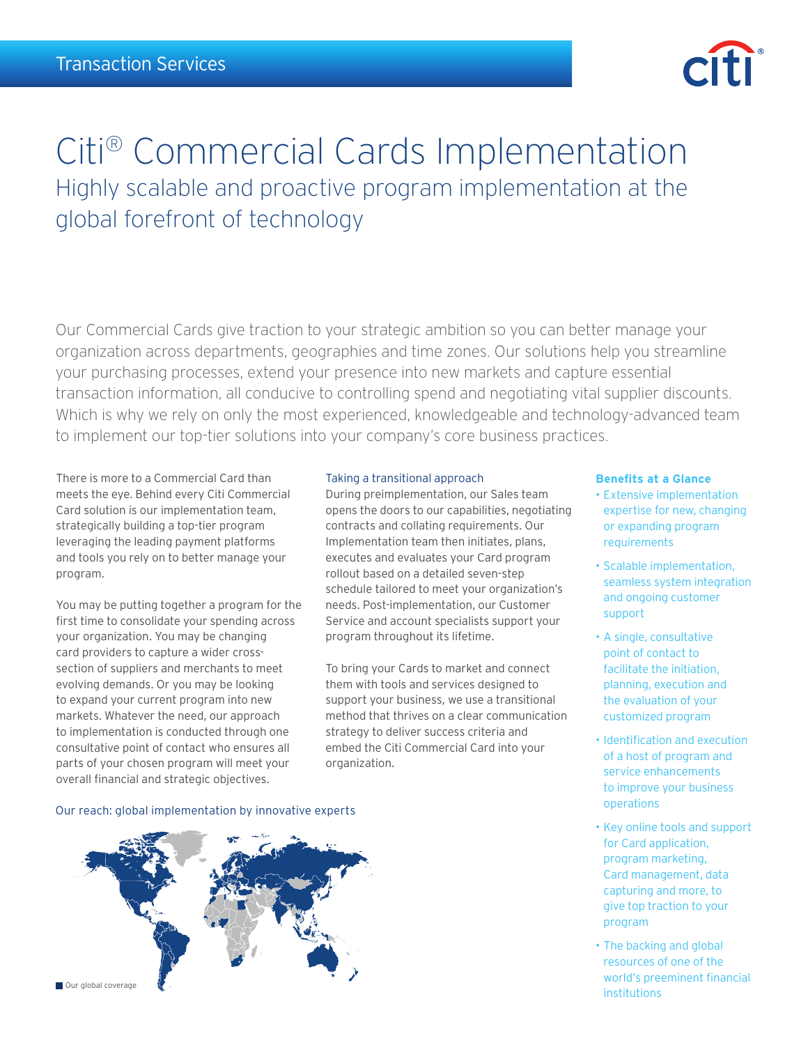Transaction Services

# Citi® Commercial Cards Implementation

## Highly scalable and proactive program implementation at the global forefront of technology

Our Commercial Cards give traction to your strategic ambition so you can better manage your organization across departments, geographies and time zones. Our solutions help you streamline your purchasing processes, extend your presence into new markets and capture essential transaction information, all conducive to controlling spend and negotiating vital supplier discounts. Which is why we rely on only the most experienced, knowledgeable and technology-advanced team to implement our top-tier solutions into your company's core business practices.

There is more to a Commercial Card than meets the eye. Behind every Citi Commercial Card solution is our implementation team, strategically building a top-tier program leveraging the leading payment platforms and tools you rely on to better manage your program.

You may be putting together a program for the first time to consolidate your spending across your organization. You may be changing card providers to capture a wider cross-section of suppliers and merchants to meet evolving demands. Or you may be looking to expand your current program into new markets. Whatever the need, our approach to implementation is conducted through one consultative point of contact who ensures all parts of your chosen program will meet your overall financial and strategic objectives.

### Taking a transitional approach

During preimplementation, our Sales team opens the doors to our capabilities, negotiating contracts and collating requirements. Our Implementation team then initiates, plans, executes and evaluates your Card program rollout based on a detailed seven-step schedule tailored to meet your organization's needs. Post-implementation, our Customer Service and account specialists support your program throughout its lifetime.

To bring your Cards to market and connect them with tools and services designed to support your business, we use a transitional method that thrives on a clear communication strategy to deliver success criteria and embed the Citi Commercial Card into your organization.

### Our reach: global implementation by innovative experts

Our global coverage

### Benefits at a Glance

- Extensive implementation expertise for new, changing or expanding program requirements
- Scalable implementation, seamless system integration and ongoing customer support
- A single, consultative point of contact to facilitate the initiation, planning, execution and the evaluation of your customized program
- Identification and execution of a host of program and service enhancements to improve your business operations
- Key online tools and support for Card application, program marketing, Card management, data capturing and more, to give top traction to your program
- The backing and global resources of one of the world's preeminent financial institutions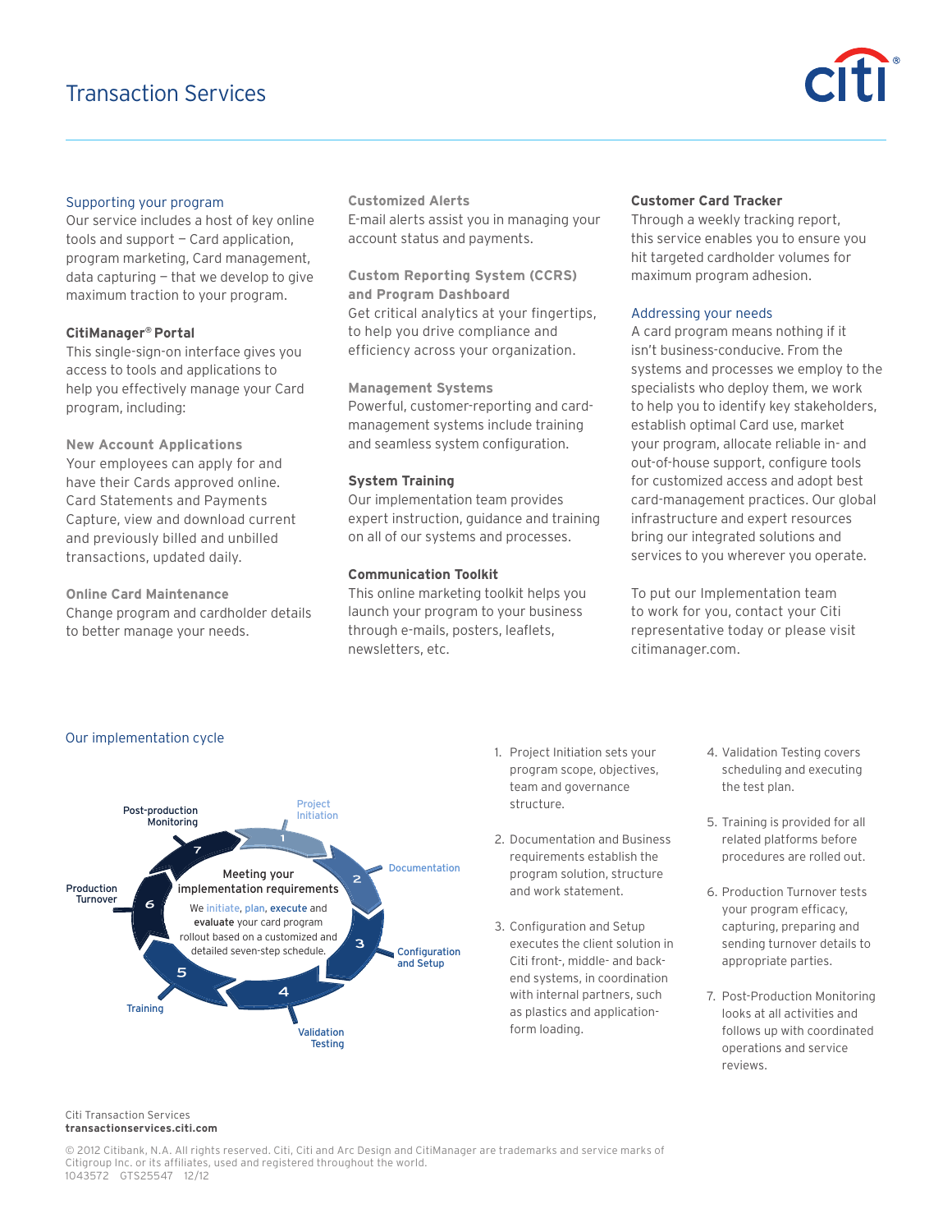## Supporting your program

Our service includes a host of key online tools and support – Card application, program marketing, Card management, data capturing – that we develop to give maximum traction to your program.

### CitiManager® Portal

This single-sign-on interface gives you access to tools and applications to help you effectively manage your Card program, including:

#### New Account Applications

Your employees can apply for and have their Cards approved online.
Card Statements and Payments
Capture, view and download current and previously billed and unbilled transactions, updated daily.

#### Online Card Maintenance

Change program and cardholder details to better manage your needs.

#### Customized Alerts

E-mail alerts assist you in managing your account status and payments.

#### Custom Reporting System (CCRS) and Program Dashboard

Get critical analytics at your fingertips, to help you drive compliance and efficiency across your organization.

#### Management Systems

Powerful, customer-reporting and card-management systems include training and seamless system configuration.

### System Training

Our implementation team provides expert instruction, guidance and training on all of our systems and processes.

### Communication Toolkit

This online marketing toolkit helps you launch your program to your business through e-mails, posters, leaflets, newsletters, etc.

### Customer Card Tracker

Through a weekly tracking report, this service enables you to ensure you hit targeted cardholder volumes for maximum program adhesion.

## Addressing your needs

A card program means nothing if it isn't business-conducive. From the systems and processes we employ to the specialists who deploy them, we work to help you to identify key stakeholders, establish optimal Card use, market your program, allocate reliable in- and out-of-house support, configure tools for customized access and adopt best card-management practices. Our global infrastructure and expert resources bring our integrated solutions and services to you wherever you operate.

To put our Implementation team to work for you, contact your Citi representative today or please visit citimanager.com.

## Our implementation cycle

Meeting your implementation requirements

We initiate, plan, execute and evaluate your card program rollout based on a customized and detailed seven-step schedule.

1 Project Initiation
2 Documentation
3 Configuration and Setup
4 Validation Testing
5 Training
6 Production Turnover
7 Post-production Monitoring

1. Project Initiation sets your program scope, objectives, team and governance structure.
2. Documentation and Business requirements establish the program solution, structure and work statement.
3. Configuration and Setup executes the client solution in Citi front-, middle- and back-end systems, in coordination with internal partners, such as plastics and application-form loading.
4. Validation Testing covers scheduling and executing the test plan.
5. Training is provided for all related platforms before procedures are rolled out.
6. Production Turnover tests your program efficacy, capturing, preparing and sending turnover details to appropriate parties.
7. Post-Production Monitoring looks at all activities and follows up with coordinated operations and service reviews.

Citi Transaction Services
**transactionservices.citi.com**

© 2012 Citibank, N.A. All rights reserved. Citi, Citi and Arc Design and CitiManager are trademarks and service marks of Citigroup Inc. or its affiliates, used and registered throughout the world.
1043572 GTS25547 12/12